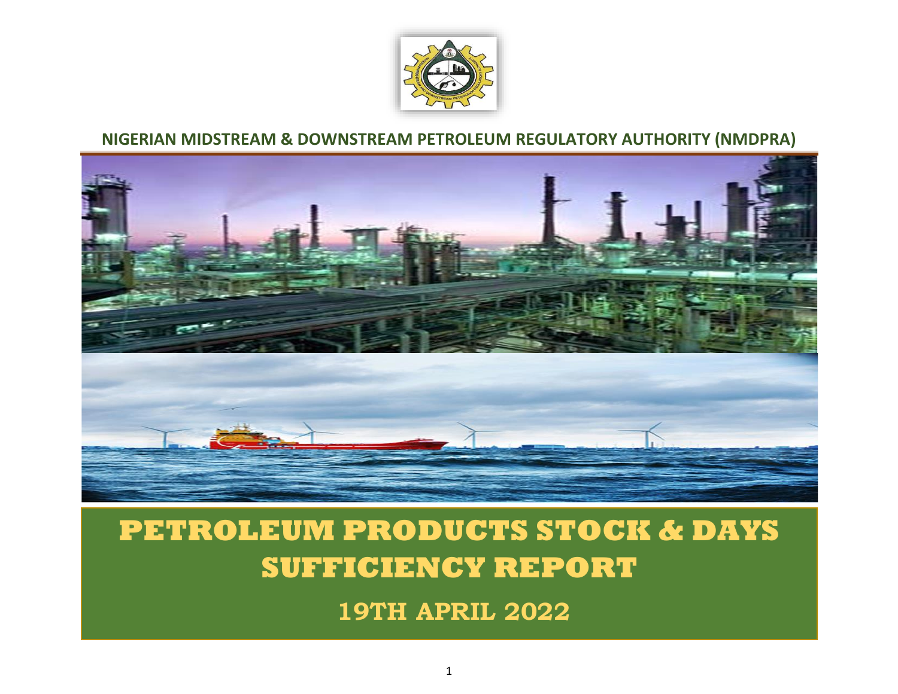**NIGERIAN MIDSTREAM & DOWNSTREAM PETROLEUM REGULATORY AUTHORITY (NMDPRA)**

# PETROLEUM PRODUCTS STOCK & DAYS SUFFICIENCY REPORT

## 19TH APRIL 2022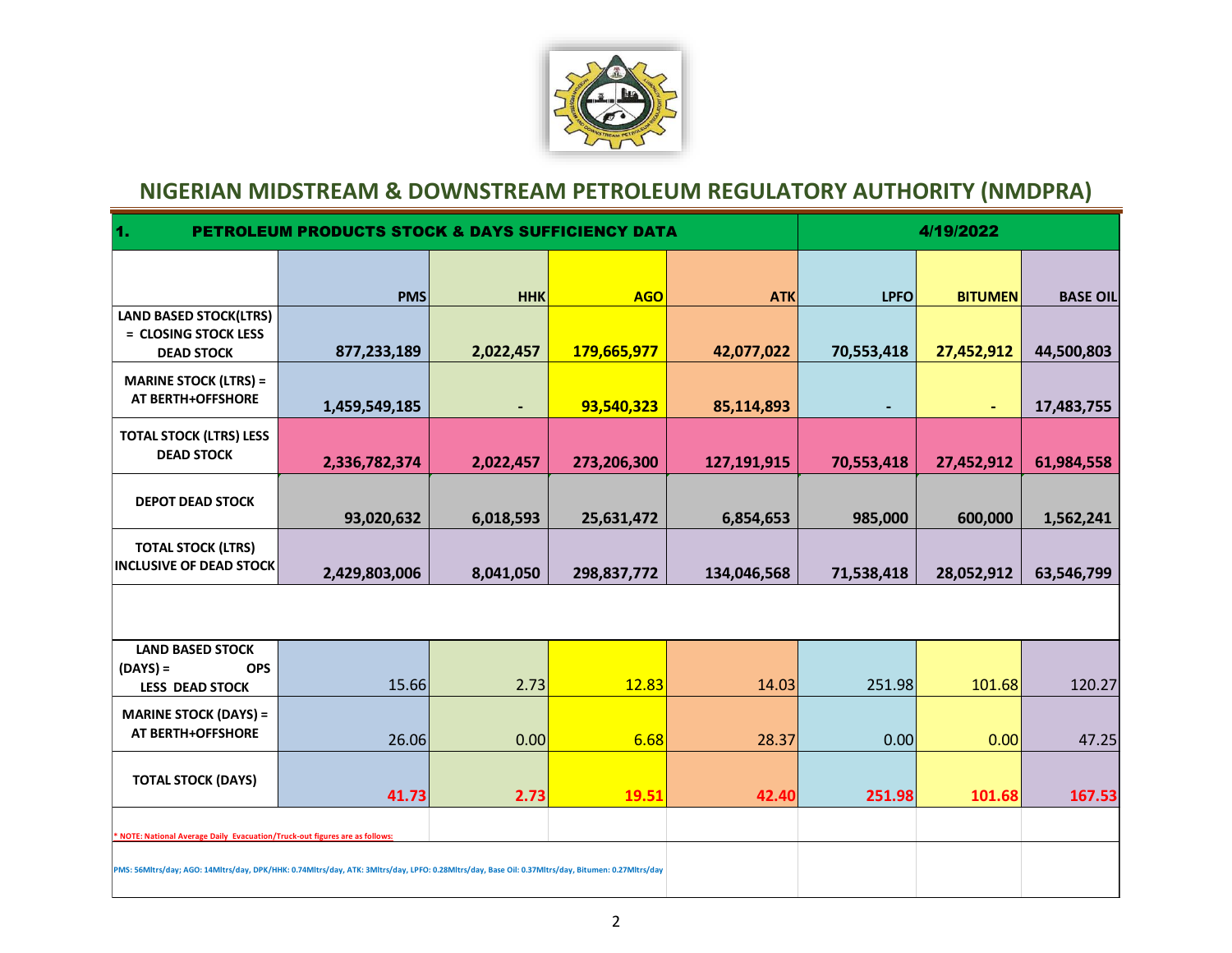# NIGERIAN MIDSTREAM & DOWNSTREAM PETROLEUM REGULATORY AUTHORITY (NMDPRA)

| 1. PETROLEUM PRODUCTS STOCK & DAYS SUFFICIENCY DATA | | | | | 4/19/2022 | | |
|---|---|---|---|---|---|---|---|
| | PMS | HHK | AGO | ATK | LPFO | BITUMEN | BASE OIL |
| LAND BASED STOCK(LTRS) = CLOSING STOCK LESS DEAD STOCK | 877,233,189 | 2,022,457 | 179,665,977 | 42,077,022 | 70,553,418 | 27,452,912 | 44,500,803 |
| MARINE STOCK (LTRS) = AT BERTH+OFFSHORE | 1,459,549,185 | - | 93,540,323 | 85,114,893 | - | - | 17,483,755 |
| TOTAL STOCK (LTRS) LESS DEAD STOCK | 2,336,782,374 | 2,022,457 | 273,206,300 | 127,191,915 | 70,553,418 | 27,452,912 | 61,984,558 |
| DEPOT DEAD STOCK | 93,020,632 | 6,018,593 | 25,631,472 | 6,854,653 | 985,000 | 600,000 | 1,562,241 |
| TOTAL STOCK (LTRS) INCLUSIVE OF DEAD STOCK | 2,429,803,006 | 8,041,050 | 298,837,772 | 134,046,568 | 71,538,418 | 28,052,912 | 63,546,799 |
| | | | | | | | |
| LAND BASED STOCK (DAYS) = OPS LESS DEAD STOCK | 15.66 | 2.73 | 12.83 | 14.03 | 251.98 | 101.68 | 120.27 |
| MARINE STOCK (DAYS) = AT BERTH+OFFSHORE | 26.06 | 0.00 | 6.68 | 28.37 | 0.00 | 0.00 | 47.25 |
| TOTAL STOCK (DAYS) | 41.73 | 2.73 | 19.51 | 42.40 | 251.98 | 101.68 | 167.53 |

* NOTE: National Average Daily Evacuation/Truck-out figures are as follows:

PMS: 56Mltrs/day; AGO: 14Mltrs/day, DPK/HHK: 0.74Mltrs/day, ATK: 3Mltrs/day, LPFO: 0.28Mltrs/day, Base Oil: 0.37Mltrs/day, Bitumen: 0.27Mltrs/day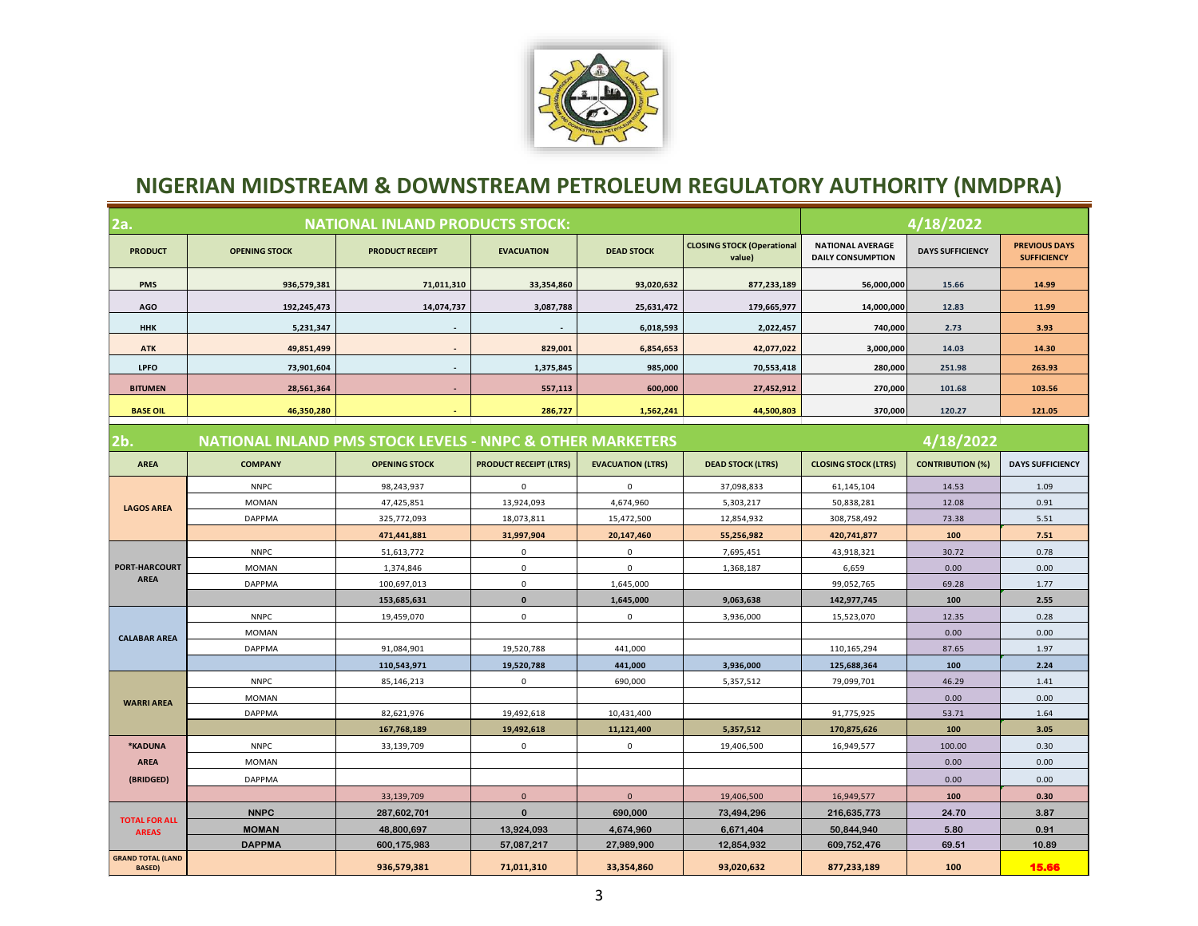# NIGERIAN MIDSTREAM & DOWNSTREAM PETROLEUM REGULATORY AUTHORITY (NMDPRA)

## 2a. NATIONAL INLAND PRODUCTS STOCK: 4/18/2022

| PRODUCT | OPENING STOCK | PRODUCT RECEIPT | EVACUATION | DEAD STOCK | CLOSING STOCK (Operational value) | NATIONAL AVERAGE DAILY CONSUMPTION | DAYS SUFFICIENCY | PREVIOUS DAYS SUFFICIENCY |
|---|---|---|---|---|---|---|---|---|
| PMS | 936,579,381 | 71,011,310 | 33,354,860 | 93,020,632 | 877,233,189 | 56,000,000 | 15.66 | 14.99 |
| AGO | 192,245,473 | 14,074,737 | 3,087,788 | 25,631,472 | 179,665,977 | 14,000,000 | 12.83 | 11.99 |
| HHK | 5,231,347 | - | - | 6,018,593 | 2,022,457 | 740,000 | 2.73 | 3.93 |
| ATK | 49,851,499 | - | 829,001 | 6,854,653 | 42,077,022 | 3,000,000 | 14.03 | 14.30 |
| LPFO | 73,901,604 | - | 1,375,845 | 985,000 | 70,553,418 | 280,000 | 251.98 | 263.93 |
| BITUMEN | 28,561,364 | - | 557,113 | 600,000 | 27,452,912 | 270,000 | 101.68 | 103.56 |
| BASE OIL | 46,350,280 | - | 286,727 | 1,562,241 | 44,500,803 | 370,000 | 120.27 | 121.05 |

## 2b. NATIONAL INLAND PMS STOCK LEVELS - NNPC & OTHER MARKETERS 4/18/2022

| AREA | COMPANY | OPENING STOCK | PRODUCT RECEIPT (LTRS) | EVACUATION (LTRS) | DEAD STOCK (LTRS) | CLOSING STOCK (LTRS) | CONTRIBUTION (%) | DAYS SUFFICIENCY |
|---|---|---|---|---|---|---|---|---|
| LAGOS AREA | NNPC | 98,243,937 | 0 | 0 | 37,098,833 | 61,145,104 | 14.53 | 1.09 |
| | MOMAN | 47,425,851 | 13,924,093 | 4,674,960 | 5,303,217 | 50,838,281 | 12.08 | 0.91 |
| | DAPPMA | 325,772,093 | 18,073,811 | 15,472,500 | 12,854,932 | 308,758,492 | 73.38 | 5.51 |
| | | 471,441,881 | 31,997,904 | 20,147,460 | 55,256,982 | 420,741,877 | 100 | 7.51 |
| PORT-HARCOURT AREA | NNPC | 51,613,772 | 0 | 0 | 7,695,451 | 43,918,321 | 30.72 | 0.78 |
| | MOMAN | 1,374,846 | 0 | 0 | 1,368,187 | 6,659 | 0.00 | 0.00 |
| | DAPPMA | 100,697,013 | 0 | 1,645,000 | | 99,052,765 | 69.28 | 1.77 |
| | | 153,685,631 | 0 | 1,645,000 | 9,063,638 | 142,977,745 | 100 | 2.55 |
| CALABAR AREA | NNPC | 19,459,070 | 0 | 0 | 3,936,000 | 15,523,070 | 12.35 | 0.28 |
| | MOMAN | | | | | | 0.00 | 0.00 |
| | DAPPMA | 91,084,901 | 19,520,788 | 441,000 | | 110,165,294 | 87.65 | 1.97 |
| | | 110,543,971 | 19,520,788 | 441,000 | 3,936,000 | 125,688,364 | 100 | 2.24 |
| WARRI AREA | NNPC | 85,146,213 | 0 | 690,000 | 5,357,512 | 79,099,701 | 46.29 | 1.41 |
| | MOMAN | | | | | | 0.00 | 0.00 |
| | DAPPMA | 82,621,976 | 19,492,618 | 10,431,400 | | 91,775,925 | 53.71 | 1.64 |
| | | 167,768,189 | 19,492,618 | 11,121,400 | 5,357,512 | 170,875,626 | 100 | 3.05 |
| *KADUNA AREA (BRIDGED) | NNPC | 33,139,709 | 0 | 0 | 19,406,500 | 16,949,577 | 100.00 | 0.30 |
| | MOMAN | | | | | | 0.00 | 0.00 |
| | DAPPMA | | | | | | 0.00 | 0.00 |
| | | 33,139,709 | 0 | 0 | 19,406,500 | 16,949,577 | 100 | 0.30 |
| TOTAL FOR ALL AREAS | NNPC | 287,602,701 | 0 | 690,000 | 73,494,296 | 216,635,773 | 24.70 | 3.87 |
| | MOMAN | 48,800,697 | 13,924,093 | 4,674,960 | 6,671,404 | 50,844,940 | 5.80 | 0.91 |
| | DAPPMA | 600,175,983 | 57,087,217 | 27,989,900 | 12,854,932 | 609,752,476 | 69.51 | 10.89 |
| GRAND TOTAL (LAND BASED) | | 936,579,381 | 71,011,310 | 33,354,860 | 93,020,632 | 877,233,189 | 100 | 15.66 |